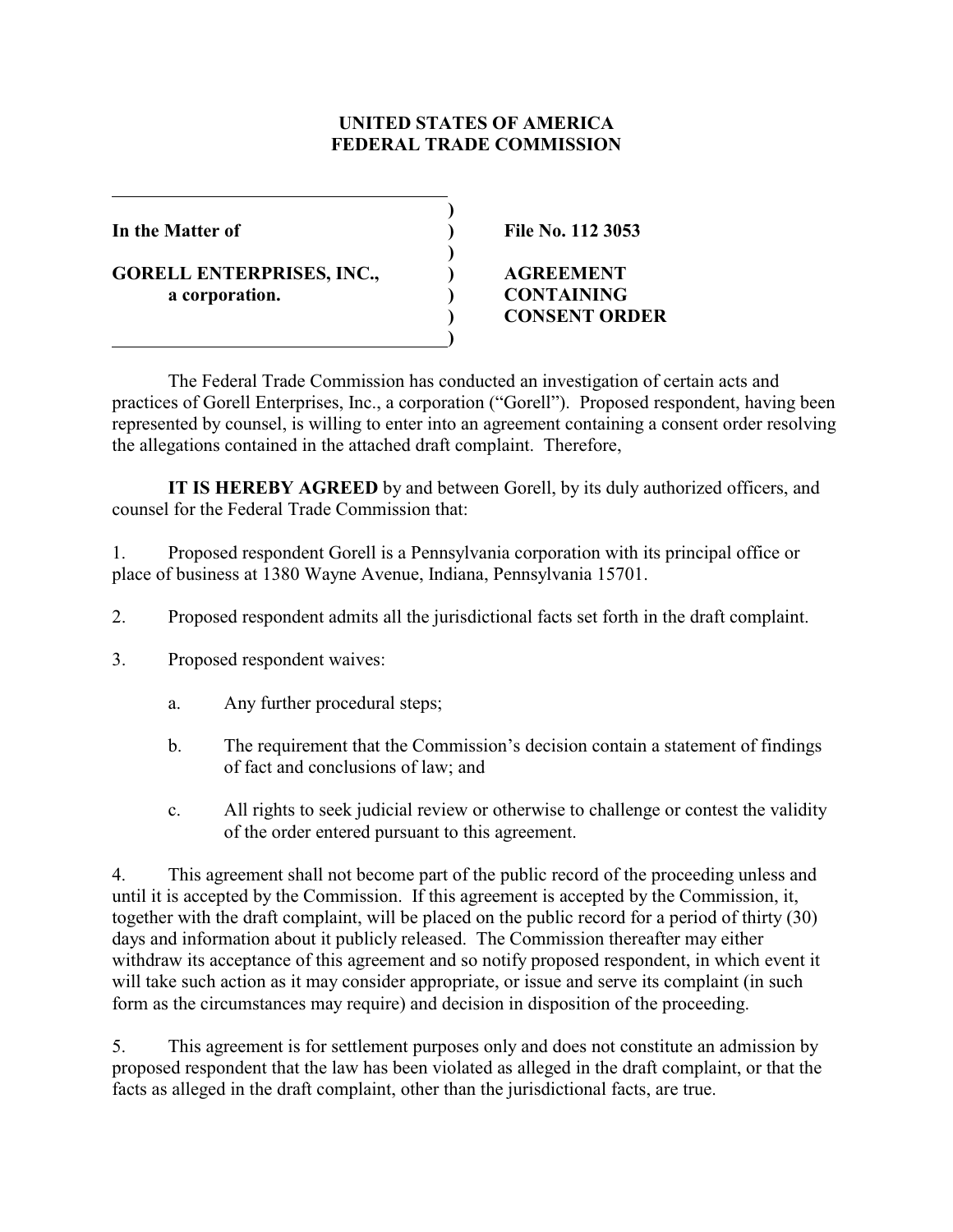**UNITED STATES OF AMERICA**
**FEDERAL TRADE COMMISSION**

| | |
|---|---|
| **In the Matter of** | **File No. 112 3053** |
| **GORELL ENTERPRISES, INC., a corporation.** | **AGREEMENT CONTAINING CONSENT ORDER** |

The Federal Trade Commission has conducted an investigation of certain acts and practices of Gorell Enterprises, Inc., a corporation ("Gorell"). Proposed respondent, having been represented by counsel, is willing to enter into an agreement containing a consent order resolving the allegations contained in the attached draft complaint. Therefore,

**IT IS HEREBY AGREED** by and between Gorell, by its duly authorized officers, and counsel for the Federal Trade Commission that:

1. Proposed respondent Gorell is a Pennsylvania corporation with its principal office or place of business at 1380 Wayne Avenue, Indiana, Pennsylvania 15701.

2. Proposed respondent admits all the jurisdictional facts set forth in the draft complaint.

3. Proposed respondent waives:

   a. Any further procedural steps;

   b. The requirement that the Commission's decision contain a statement of findings of fact and conclusions of law; and

   c. All rights to seek judicial review or otherwise to challenge or contest the validity of the order entered pursuant to this agreement.

4. This agreement shall not become part of the public record of the proceeding unless and until it is accepted by the Commission. If this agreement is accepted by the Commission, it, together with the draft complaint, will be placed on the public record for a period of thirty (30) days and information about it publicly released. The Commission thereafter may either withdraw its acceptance of this agreement and so notify proposed respondent, in which event it will take such action as it may consider appropriate, or issue and serve its complaint (in such form as the circumstances may require) and decision in disposition of the proceeding.

5. This agreement is for settlement purposes only and does not constitute an admission by proposed respondent that the law has been violated as alleged in the draft complaint, or that the facts as alleged in the draft complaint, other than the jurisdictional facts, are true.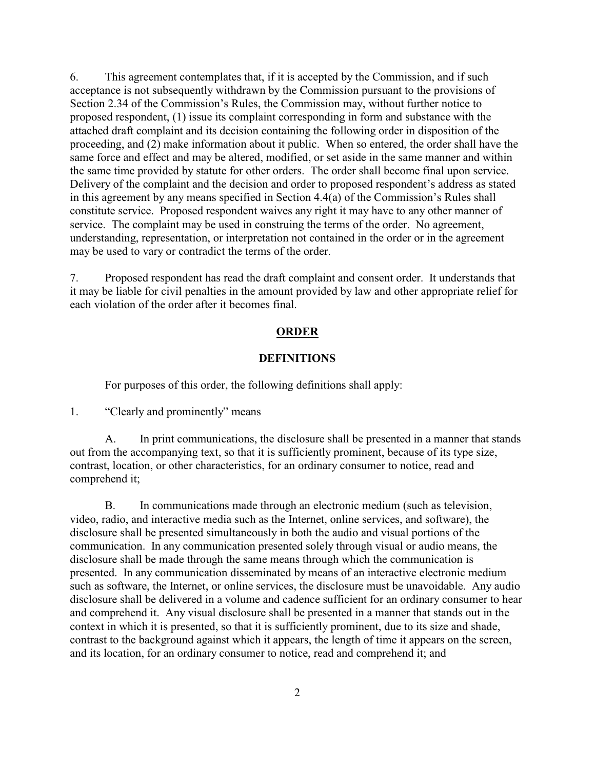6. This agreement contemplates that, if it is accepted by the Commission, and if such acceptance is not subsequently withdrawn by the Commission pursuant to the provisions of Section 2.34 of the Commission's Rules, the Commission may, without further notice to proposed respondent, (1) issue its complaint corresponding in form and substance with the attached draft complaint and its decision containing the following order in disposition of the proceeding, and (2) make information about it public. When so entered, the order shall have the same force and effect and may be altered, modified, or set aside in the same manner and within the same time provided by statute for other orders. The order shall become final upon service. Delivery of the complaint and the decision and order to proposed respondent's address as stated in this agreement by any means specified in Section 4.4(a) of the Commission's Rules shall constitute service. Proposed respondent waives any right it may have to any other manner of service. The complaint may be used in construing the terms of the order. No agreement, understanding, representation, or interpretation not contained in the order or in the agreement may be used to vary or contradict the terms of the order.

7. Proposed respondent has read the draft complaint and consent order. It understands that it may be liable for civil penalties in the amount provided by law and other appropriate relief for each violation of the order after it becomes final.

## ORDER

### DEFINITIONS

For purposes of this order, the following definitions shall apply:

1. "Clearly and prominently" means

A. In print communications, the disclosure shall be presented in a manner that stands out from the accompanying text, so that it is sufficiently prominent, because of its type size, contrast, location, or other characteristics, for an ordinary consumer to notice, read and comprehend it;

B. In communications made through an electronic medium (such as television, video, radio, and interactive media such as the Internet, online services, and software), the disclosure shall be presented simultaneously in both the audio and visual portions of the communication. In any communication presented solely through visual or audio means, the disclosure shall be made through the same means through which the communication is presented. In any communication disseminated by means of an interactive electronic medium such as software, the Internet, or online services, the disclosure must be unavoidable. Any audio disclosure shall be delivered in a volume and cadence sufficient for an ordinary consumer to hear and comprehend it. Any visual disclosure shall be presented in a manner that stands out in the context in which it is presented, so that it is sufficiently prominent, due to its size and shade, contrast to the background against which it appears, the length of time it appears on the screen, and its location, for an ordinary consumer to notice, read and comprehend it; and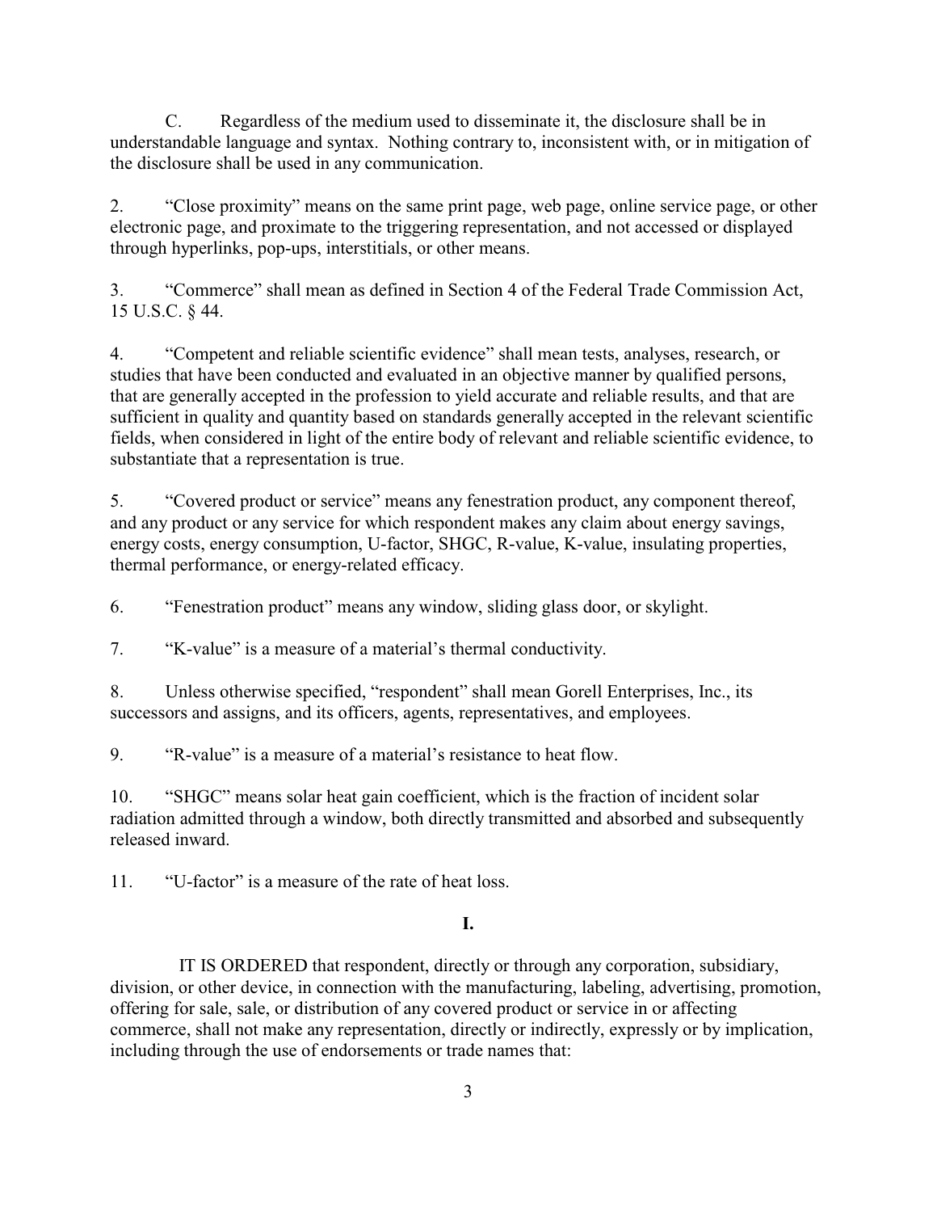C. Regardless of the medium used to disseminate it, the disclosure shall be in understandable language and syntax. Nothing contrary to, inconsistent with, or in mitigation of the disclosure shall be used in any communication.

2. "Close proximity" means on the same print page, web page, online service page, or other electronic page, and proximate to the triggering representation, and not accessed or displayed through hyperlinks, pop-ups, interstitials, or other means.

3. "Commerce" shall mean as defined in Section 4 of the Federal Trade Commission Act, 15 U.S.C. § 44.

4. "Competent and reliable scientific evidence" shall mean tests, analyses, research, or studies that have been conducted and evaluated in an objective manner by qualified persons, that are generally accepted in the profession to yield accurate and reliable results, and that are sufficient in quality and quantity based on standards generally accepted in the relevant scientific fields, when considered in light of the entire body of relevant and reliable scientific evidence, to substantiate that a representation is true.

5. "Covered product or service" means any fenestration product, any component thereof, and any product or any service for which respondent makes any claim about energy savings, energy costs, energy consumption, U-factor, SHGC, R-value, K-value, insulating properties, thermal performance, or energy-related efficacy.

6. "Fenestration product" means any window, sliding glass door, or skylight.

7. "K-value" is a measure of a material's thermal conductivity.

8. Unless otherwise specified, "respondent" shall mean Gorell Enterprises, Inc., its successors and assigns, and its officers, agents, representatives, and employees.

9. "R-value" is a measure of a material's resistance to heat flow.

10. "SHGC" means solar heat gain coefficient, which is the fraction of incident solar radiation admitted through a window, both directly transmitted and absorbed and subsequently released inward.

11. "U-factor" is a measure of the rate of heat loss.

## I.

IT IS ORDERED that respondent, directly or through any corporation, subsidiary, division, or other device, in connection with the manufacturing, labeling, advertising, promotion, offering for sale, sale, or distribution of any covered product or service in or affecting commerce, shall not make any representation, directly or indirectly, expressly or by implication, including through the use of endorsements or trade names that: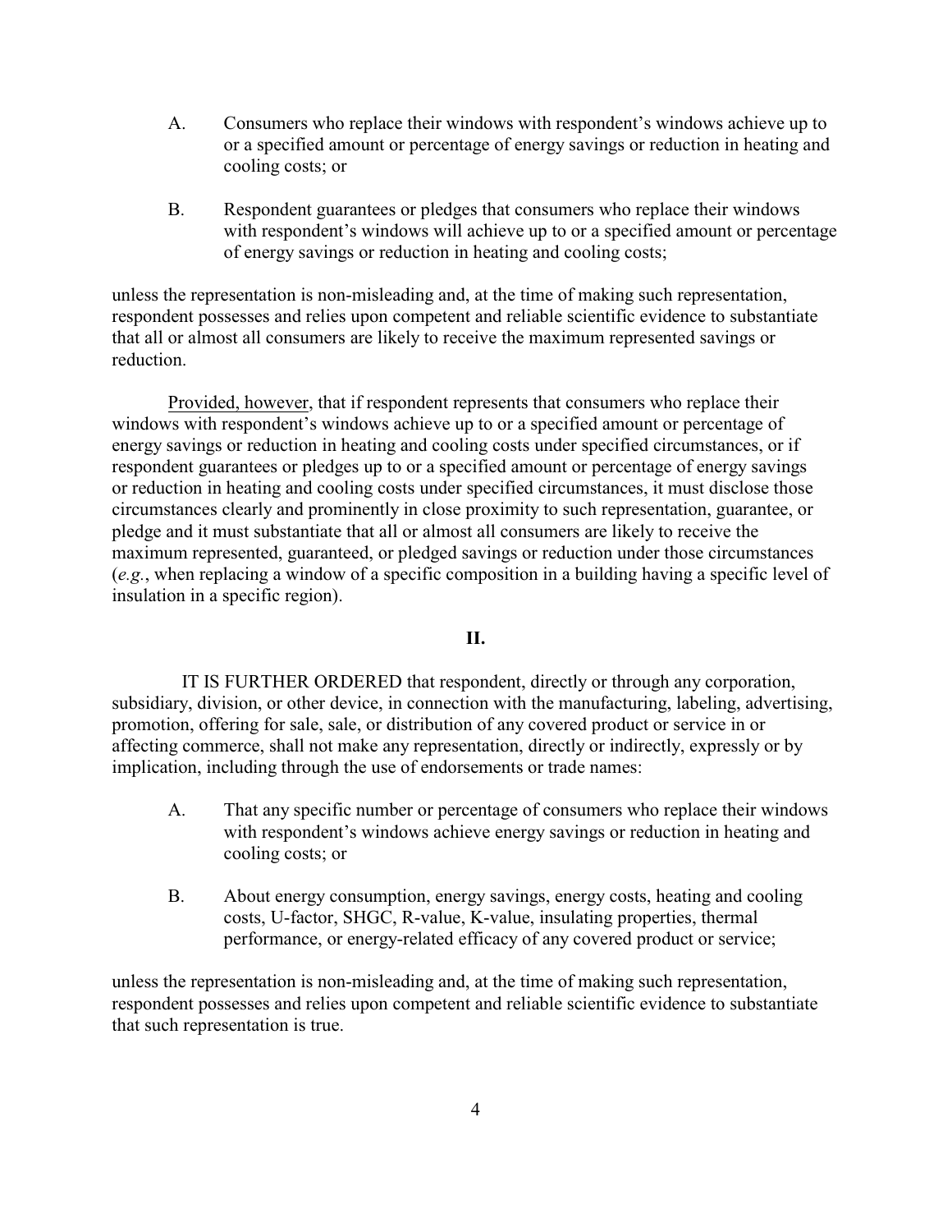A. Consumers who replace their windows with respondent's windows achieve up to or a specified amount or percentage of energy savings or reduction in heating and cooling costs; or

B. Respondent guarantees or pledges that consumers who replace their windows with respondent's windows will achieve up to or a specified amount or percentage of energy savings or reduction in heating and cooling costs;

unless the representation is non-misleading and, at the time of making such representation, respondent possesses and relies upon competent and reliable scientific evidence to substantiate that all or almost all consumers are likely to receive the maximum represented savings or reduction.

Provided, however, that if respondent represents that consumers who replace their windows with respondent's windows achieve up to or a specified amount or percentage of energy savings or reduction in heating and cooling costs under specified circumstances, or if respondent guarantees or pledges up to or a specified amount or percentage of energy savings or reduction in heating and cooling costs under specified circumstances, it must disclose those circumstances clearly and prominently in close proximity to such representation, guarantee, or pledge and it must substantiate that all or almost all consumers are likely to receive the maximum represented, guaranteed, or pledged savings or reduction under those circumstances (*e.g.*, when replacing a window of a specific composition in a building having a specific level of insulation in a specific region).

**II.**

IT IS FURTHER ORDERED that respondent, directly or through any corporation, subsidiary, division, or other device, in connection with the manufacturing, labeling, advertising, promotion, offering for sale, sale, or distribution of any covered product or service in or affecting commerce, shall not make any representation, directly or indirectly, expressly or by implication, including through the use of endorsements or trade names:

A. That any specific number or percentage of consumers who replace their windows with respondent's windows achieve energy savings or reduction in heating and cooling costs; or

B. About energy consumption, energy savings, energy costs, heating and cooling costs, U-factor, SHGC, R-value, K-value, insulating properties, thermal performance, or energy-related efficacy of any covered product or service;

unless the representation is non-misleading and, at the time of making such representation, respondent possesses and relies upon competent and reliable scientific evidence to substantiate that such representation is true.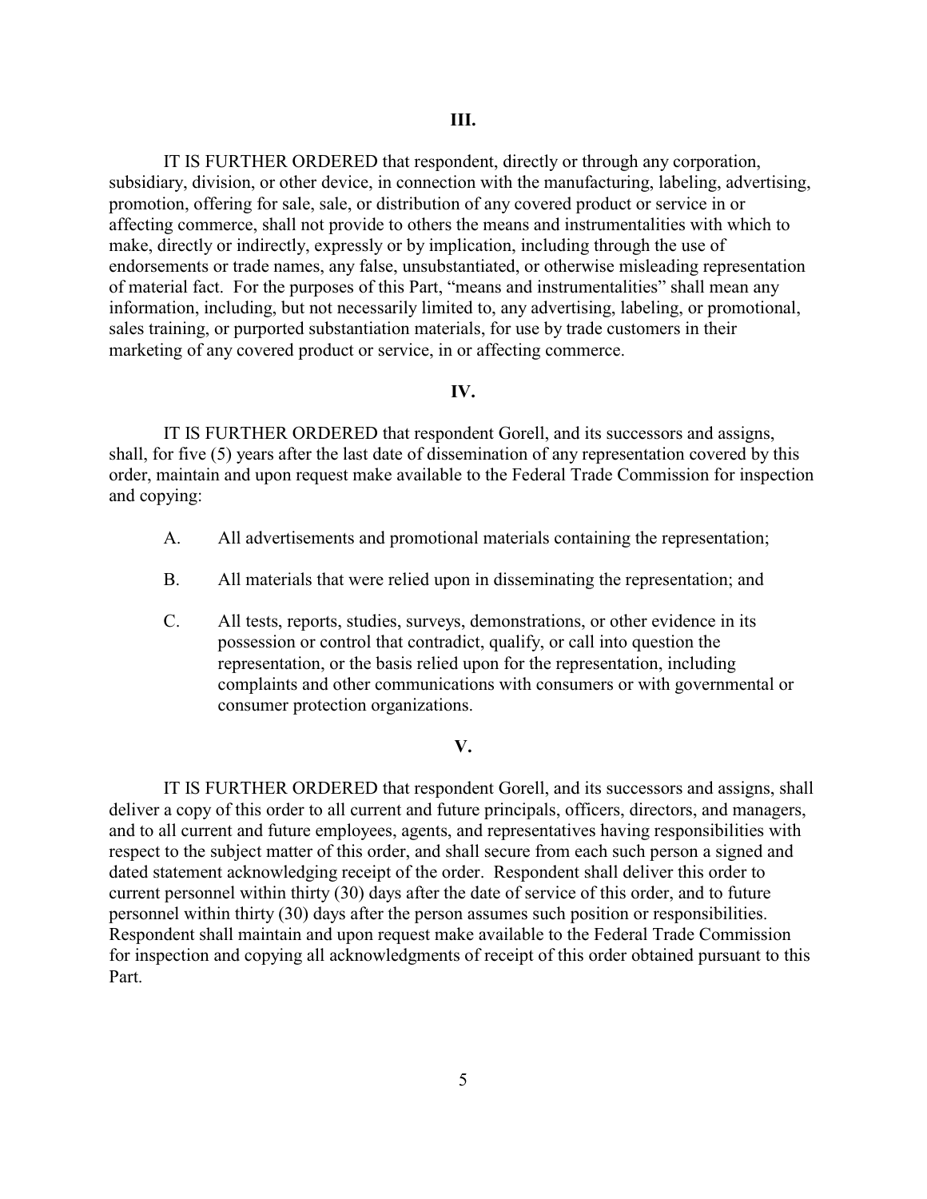## III.

IT IS FURTHER ORDERED that respondent, directly or through any corporation, subsidiary, division, or other device, in connection with the manufacturing, labeling, advertising, promotion, offering for sale, sale, or distribution of any covered product or service in or affecting commerce, shall not provide to others the means and instrumentalities with which to make, directly or indirectly, expressly or by implication, including through the use of endorsements or trade names, any false, unsubstantiated, or otherwise misleading representation of material fact. For the purposes of this Part, "means and instrumentalities" shall mean any information, including, but not necessarily limited to, any advertising, labeling, or promotional, sales training, or purported substantiation materials, for use by trade customers in their marketing of any covered product or service, in or affecting commerce.

## IV.

IT IS FURTHER ORDERED that respondent Gorell, and its successors and assigns, shall, for five (5) years after the last date of dissemination of any representation covered by this order, maintain and upon request make available to the Federal Trade Commission for inspection and copying:

A. All advertisements and promotional materials containing the representation;

B. All materials that were relied upon in disseminating the representation; and

C. All tests, reports, studies, surveys, demonstrations, or other evidence in its possession or control that contradict, qualify, or call into question the representation, or the basis relied upon for the representation, including complaints and other communications with consumers or with governmental or consumer protection organizations.

## V.

IT IS FURTHER ORDERED that respondent Gorell, and its successors and assigns, shall deliver a copy of this order to all current and future principals, officers, directors, and managers, and to all current and future employees, agents, and representatives having responsibilities with respect to the subject matter of this order, and shall secure from each such person a signed and dated statement acknowledging receipt of the order. Respondent shall deliver this order to current personnel within thirty (30) days after the date of service of this order, and to future personnel within thirty (30) days after the person assumes such position or responsibilities. Respondent shall maintain and upon request make available to the Federal Trade Commission for inspection and copying all acknowledgments of receipt of this order obtained pursuant to this Part.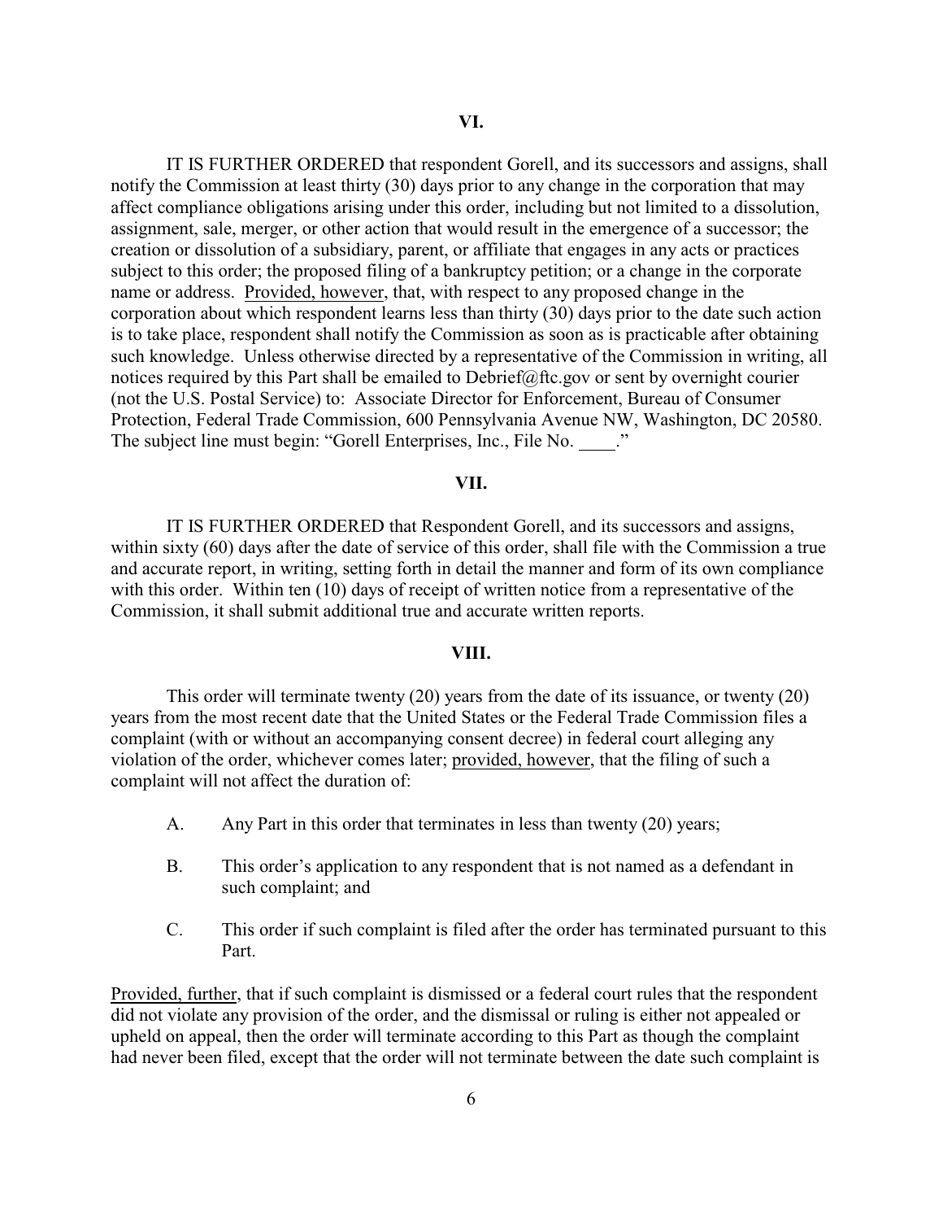## VI.

IT IS FURTHER ORDERED that respondent Gorell, and its successors and assigns, shall notify the Commission at least thirty (30) days prior to any change in the corporation that may affect compliance obligations arising under this order, including but not limited to a dissolution, assignment, sale, merger, or other action that would result in the emergence of a successor; the creation or dissolution of a subsidiary, parent, or affiliate that engages in any acts or practices subject to this order; the proposed filing of a bankruptcy petition; or a change in the corporate name or address. Provided, however, that, with respect to any proposed change in the corporation about which respondent learns less than thirty (30) days prior to the date such action is to take place, respondent shall notify the Commission as soon as is practicable after obtaining such knowledge. Unless otherwise directed by a representative of the Commission in writing, all notices required by this Part shall be emailed to Debrief@ftc.gov or sent by overnight courier (not the U.S. Postal Service) to: Associate Director for Enforcement, Bureau of Consumer Protection, Federal Trade Commission, 600 Pennsylvania Avenue NW, Washington, DC 20580. The subject line must begin: "Gorell Enterprises, Inc., File No. ____."

## VII.

IT IS FURTHER ORDERED that Respondent Gorell, and its successors and assigns, within sixty (60) days after the date of service of this order, shall file with the Commission a true and accurate report, in writing, setting forth in detail the manner and form of its own compliance with this order. Within ten (10) days of receipt of written notice from a representative of the Commission, it shall submit additional true and accurate written reports.

## VIII.

This order will terminate twenty (20) years from the date of its issuance, or twenty (20) years from the most recent date that the United States or the Federal Trade Commission files a complaint (with or without an accompanying consent decree) in federal court alleging any violation of the order, whichever comes later; provided, however, that the filing of such a complaint will not affect the duration of:

A. Any Part in this order that terminates in less than twenty (20) years;

B. This order's application to any respondent that is not named as a defendant in such complaint; and

C. This order if such complaint is filed after the order has terminated pursuant to this Part.

Provided, further, that if such complaint is dismissed or a federal court rules that the respondent did not violate any provision of the order, and the dismissal or ruling is either not appealed or upheld on appeal, then the order will terminate according to this Part as though the complaint had never been filed, except that the order will not terminate between the date such complaint is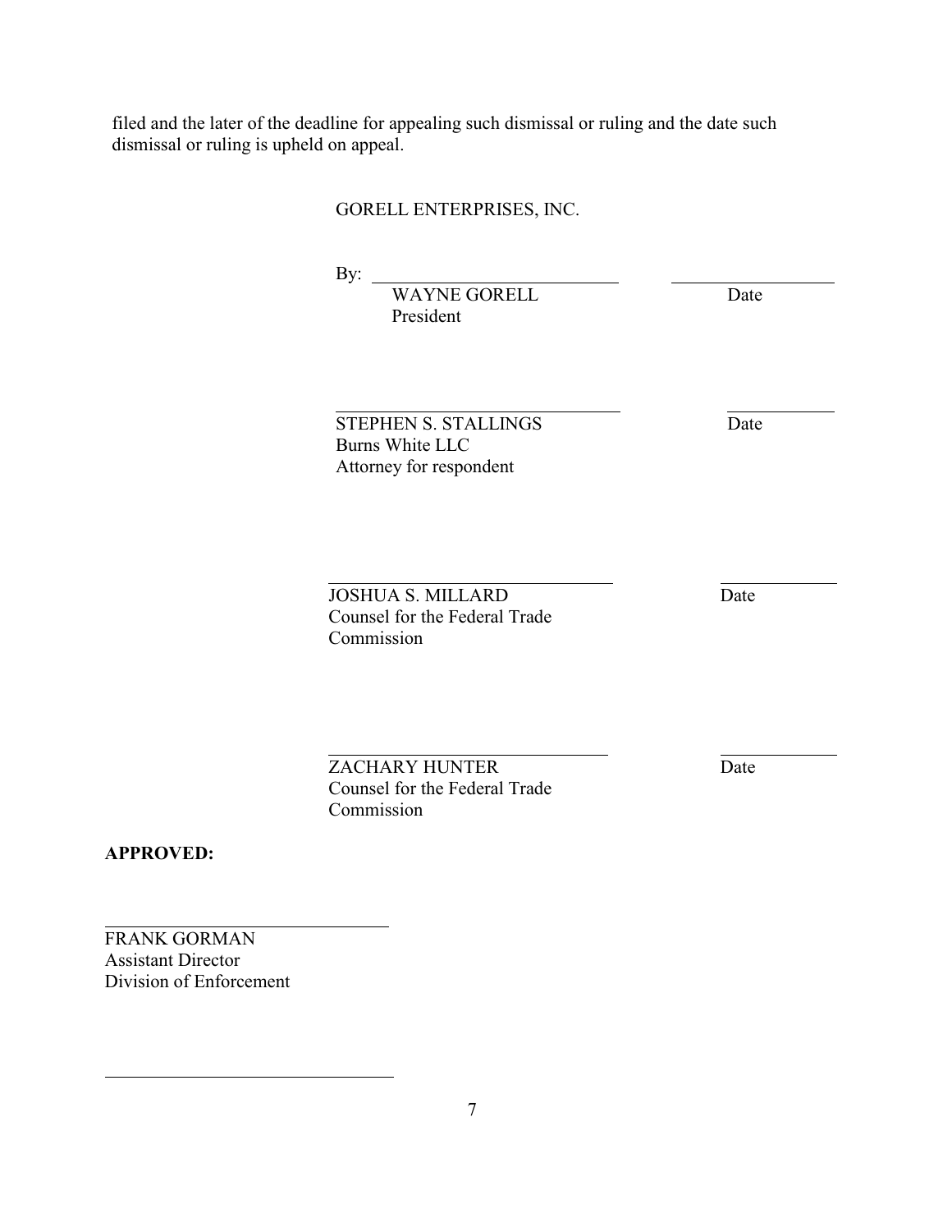filed and the later of the deadline for appealing such dismissal or ruling and the date such dismissal or ruling is upheld on appeal.

GORELL ENTERPRISES, INC.

By: ______________________ ______________
WAYNE GORELL Date
President

______________________ ______________
STEPHEN S. STALLINGS Date
Burns White LLC
Attorney for respondent

______________________ ______________
JOSHUA S. MILLARD Date
Counsel for the Federal Trade Commission

______________________ ______________
ZACHARY HUNTER Date
Counsel for the Federal Trade Commission

**APPROVED:**

______________________
FRANK GORMAN
Assistant Director
Division of Enforcement

______________________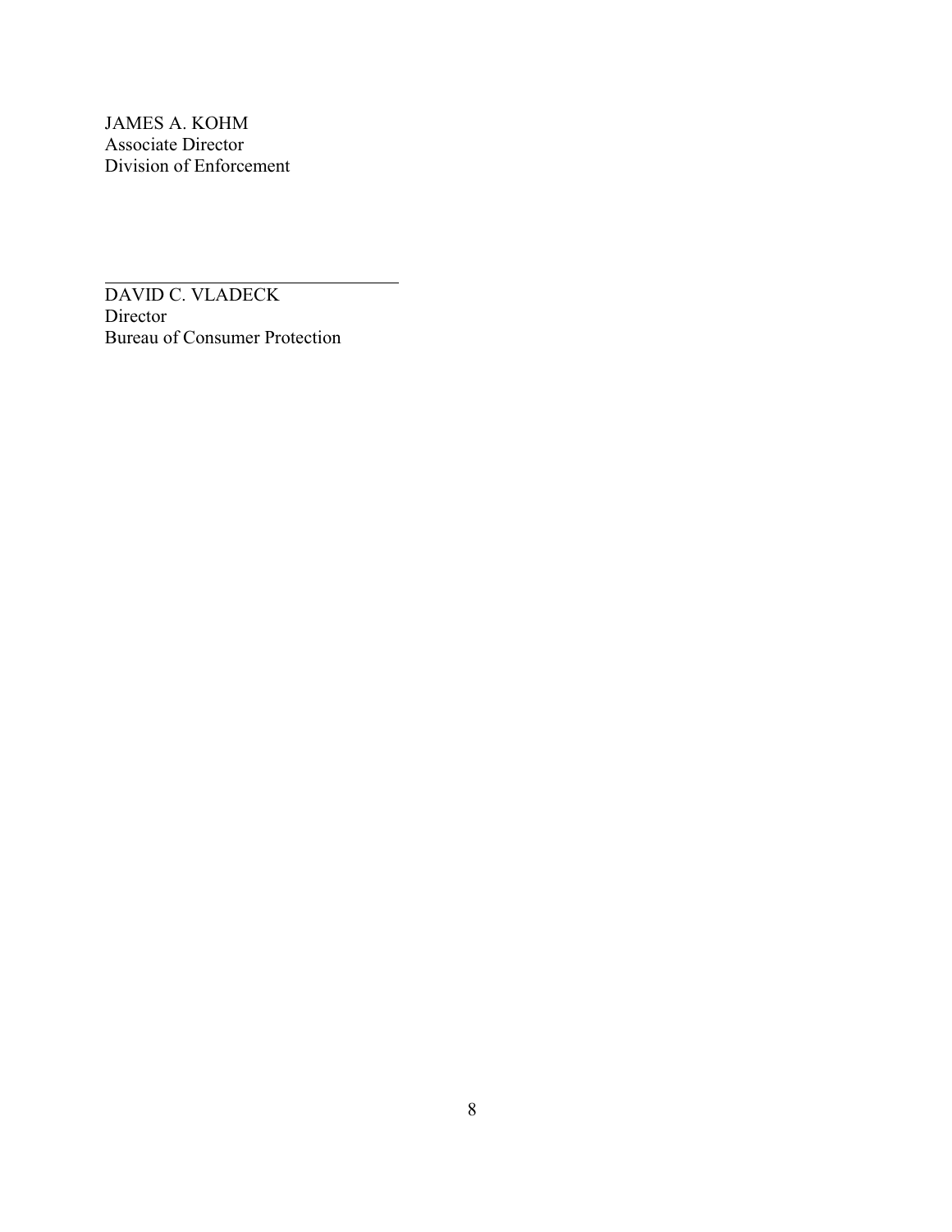JAMES A. KOHM  
Associate Director  
Division of Enforcement

\_\_\_\_\_\_\_\_\_\_\_\_\_\_\_\_\_\_\_\_\_\_\_\_\_\_\_\_\_\_\_\_\_\_

DAVID C. VLADECK  
Director  
Bureau of Consumer Protection